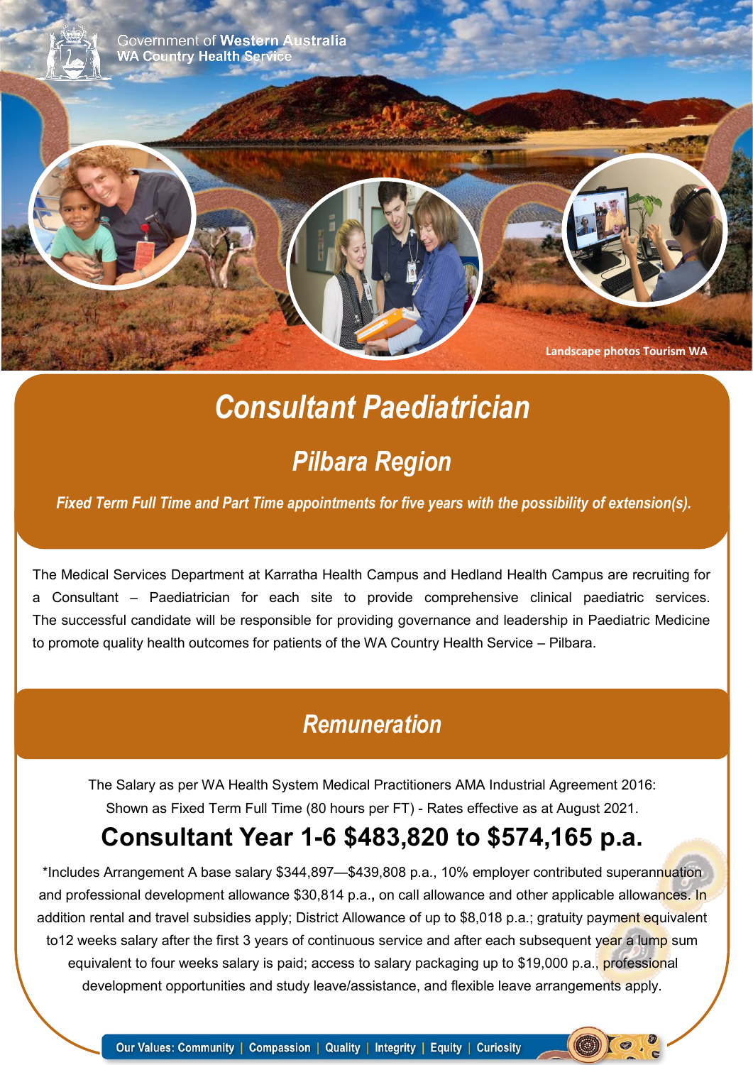Government of Western Australia
WA Country Health Service

Landscape photos Tourism WA

# *Consultant Paediatrician*

## *Pilbara Region*

***Fixed Term Full Time and Part Time appointments for five years with the possibility of extension(s).***

The Medical Services Department at Karratha Health Campus and Hedland Health Campus are recruiting for a Consultant – Paediatrician for each site to provide comprehensive clinical paediatric services. The successful candidate will be responsible for providing governance and leadership in Paediatric Medicine to promote quality health outcomes for patients of the WA Country Health Service – Pilbara.

## *Remuneration*

The Salary as per WA Health System Medical Practitioners AMA Industrial Agreement 2016:
Shown as Fixed Term Full Time (80 hours per FT) - Rates effective as at August 2021.

### Consultant Year 1-6 $483,820 to $574,165 p.a.

*Includes Arrangement A base salary $344,897—$439,808 p.a., 10% employer contributed superannuation and professional development allowance $30,814 p.a.**,** on call allowance and other applicable allowances. In addition rental and travel subsidies apply; District Allowance of up to $8,018 p.a.; gratuity payment equivalent to12 weeks salary after the first 3 years of continuous service and after each subsequent year a lump sum equivalent to four weeks salary is paid; access to salary packaging up to $19,000 p.a., professional development opportunities and study leave/assistance, and flexible leave arrangements apply.

**Our Values: Community | Compassion | Quality | Integrity | Equity | Curiosity**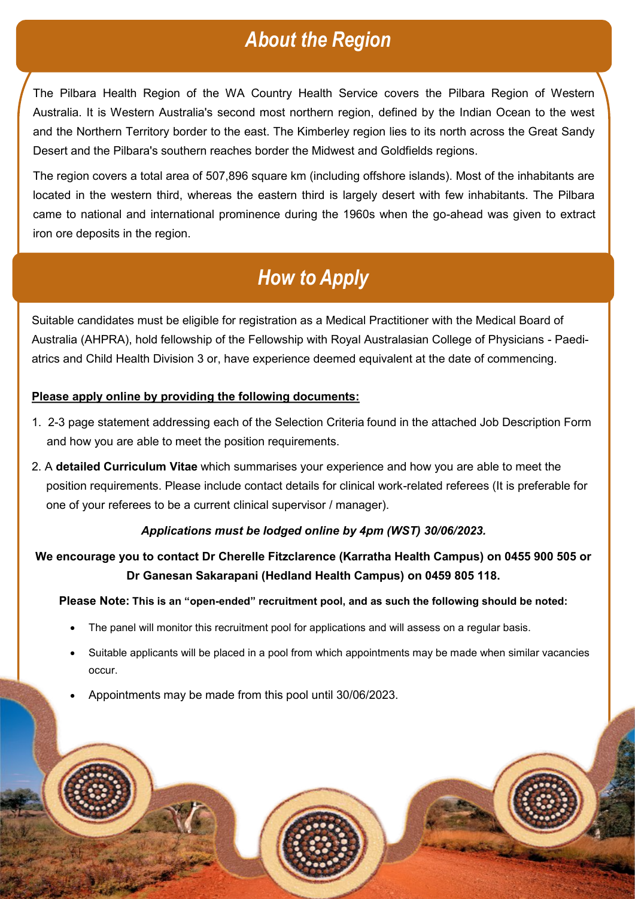## *About the Region*

The Pilbara Health Region of the WA Country Health Service covers the Pilbara Region of Western Australia. It is Western Australia's second most northern region, defined by the Indian Ocean to the west and the Northern Territory border to the east. The Kimberley region lies to its north across the Great Sandy Desert and the Pilbara's southern reaches border the Midwest and Goldfields regions.

The region covers a total area of 507,896 square km (including offshore islands). Most of the inhabitants are located in the western third, whereas the eastern third is largely desert with few inhabitants. The Pilbara came to national and international prominence during the 1960s when the go-ahead was given to extract iron ore deposits in the region.

## *How to Apply*

Suitable candidates must be eligible for registration as a Medical Practitioner with the Medical Board of Australia (AHPRA), hold fellowship of the Fellowship with Royal Australasian College of Physicians - Paediatrics and Child Health Division 3 or, have experience deemed equivalent at the date of commencing.

**Please apply online by providing the following documents:**

1. 2-3 page statement addressing each of the Selection Criteria found in the attached Job Description Form and how you are able to meet the position requirements.
2. A **detailed Curriculum Vitae** which summarises your experience and how you are able to meet the position requirements. Please include contact details for clinical work-related referees (It is preferable for one of your referees to be a current clinical supervisor / manager).

***Applications must be lodged online by 4pm (WST) 30/06/2023.***

**We encourage you to contact Dr Cherelle Fitzclarence (Karratha Health Campus) on 0455 900 505 or Dr Ganesan Sakarapani (Hedland Health Campus) on 0459 805 118.**

**Please Note: This is an "open-ended" recruitment pool, and as such the following should be noted:**

- The panel will monitor this recruitment pool for applications and will assess on a regular basis.
- Suitable applicants will be placed in a pool from which appointments may be made when similar vacancies occur.
- Appointments may be made from this pool until 30/06/2023.